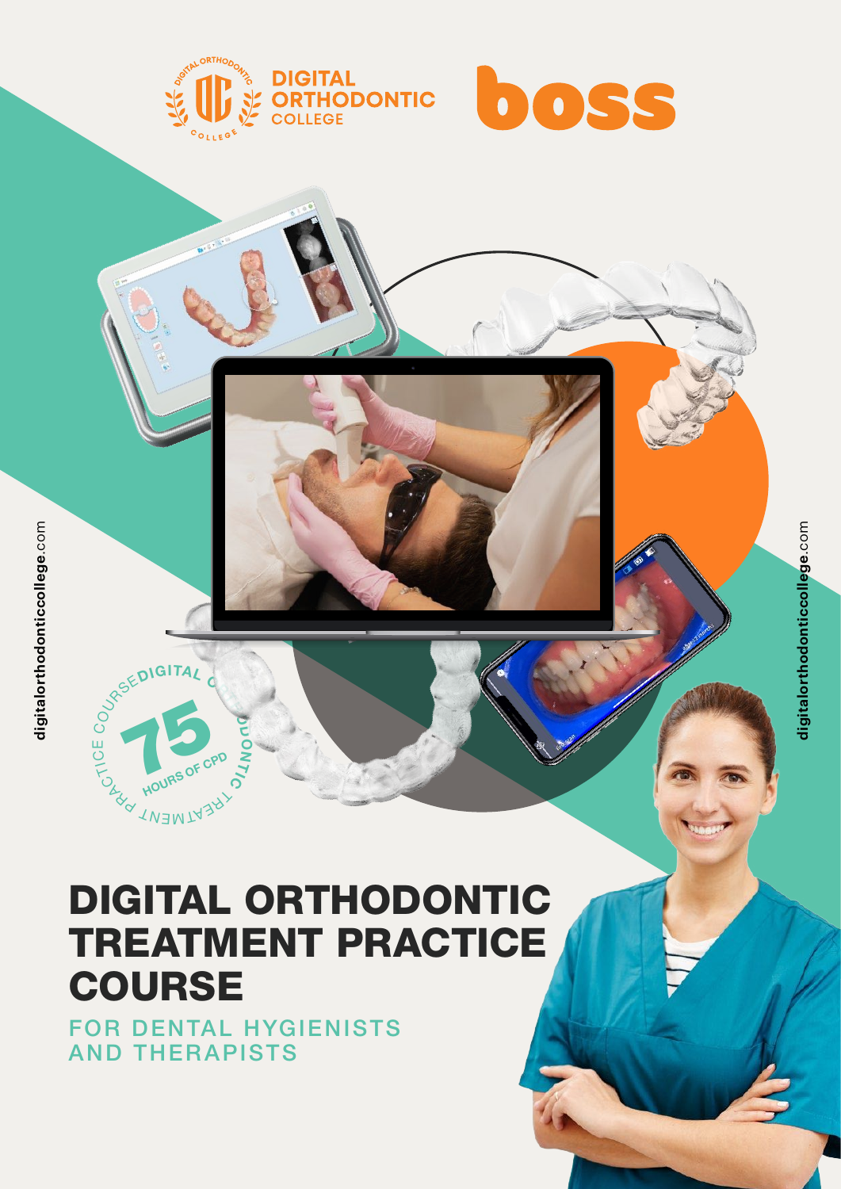DIGITAL ORTHODONTIC COLLEGE

boss

digitalorthodonticcollege.com

DIGITAL ORTHODONTIC TREATMENT PRACTICE COURSE

75 HOURS OF CPD

# DIGITAL ORTHODONTIC TREATMENT PRACTICE COURSE

## FOR DENTAL HYGIENISTS AND THERAPISTS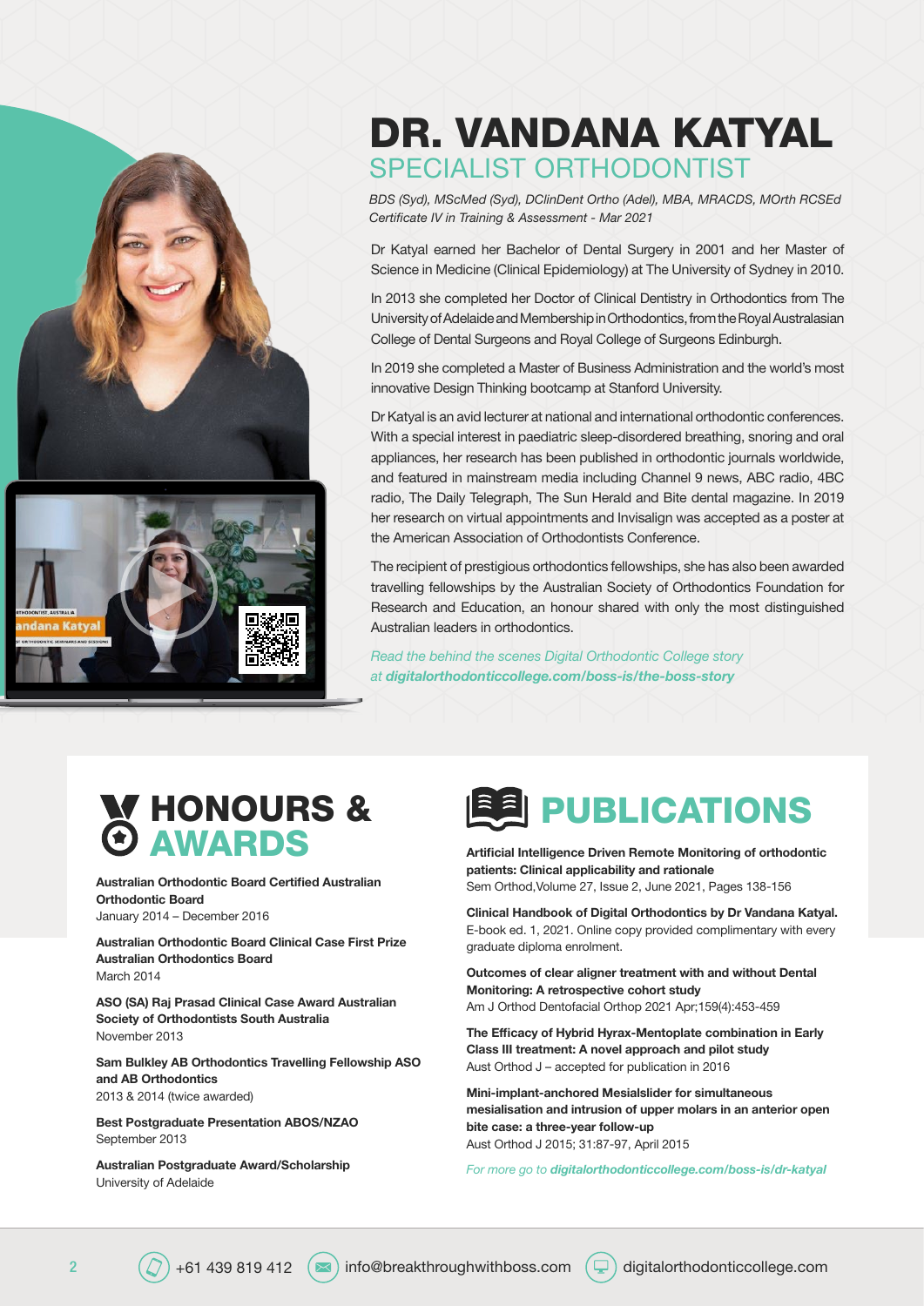# DR. VANDANA KATYAL

## SPECIALIST ORTHODONTIST

*BDS (Syd), MScMed (Syd), DClinDent Ortho (Adel), MBA, MRACDS, MOrth RCSEd*
*Certificate IV in Training & Assessment - Mar 2021*

Dr Katyal earned her Bachelor of Dental Surgery in 2001 and her Master of Science in Medicine (Clinical Epidemiology) at The University of Sydney in 2010.

In 2013 she completed her Doctor of Clinical Dentistry in Orthodontics from The University of Adelaide and Membership in Orthodontics, from the Royal Australasian College of Dental Surgeons and Royal College of Surgeons Edinburgh.

In 2019 she completed a Master of Business Administration and the world's most innovative Design Thinking bootcamp at Stanford University.

Dr Katyal is an avid lecturer at national and international orthodontic conferences. With a special interest in paediatric sleep-disordered breathing, snoring and oral appliances, her research has been published in orthodontic journals worldwide, and featured in mainstream media including Channel 9 news, ABC radio, 4BC radio, The Daily Telegraph, The Sun Herald and Bite dental magazine. In 2019 her research on virtual appointments and Invisalign was accepted as a poster at the American Association of Orthodontists Conference.

The recipient of prestigious orthodontics fellowships, she has also been awarded travelling fellowships by the Australian Society of Orthodontics Foundation for Research and Education, an honour shared with only the most distinguished Australian leaders in orthodontics.

*Read the behind the scenes Digital Orthodontic College story at* ***digitalorthodonticcollege.com/boss-is/the-boss-story***

## HONOURS & AWARDS

**Australian Orthodontic Board Certified Australian Orthodontic Board**
January 2014 – December 2016

**Australian Orthodontic Board Clinical Case First Prize Australian Orthodontics Board**
March 2014

**ASO (SA) Raj Prasad Clinical Case Award Australian Society of Orthodontists South Australia**
November 2013

**Sam Bulkley AB Orthodontics Travelling Fellowship ASO and AB Orthodontics**
2013 & 2014 (twice awarded)

**Best Postgraduate Presentation ABOS/NZAO**
September 2013

**Australian Postgraduate Award/Scholarship**
University of Adelaide

## PUBLICATIONS

**Artificial Intelligence Driven Remote Monitoring of orthodontic patients: Clinical applicability and rationale**
Sem Orthod,Volume 27, Issue 2, June 2021, Pages 138-156

**Clinical Handbook of Digital Orthodontics by Dr Vandana Katyal.**
E-book ed. 1, 2021. Online copy provided complimentary with every graduate diploma enrolment.

**Outcomes of clear aligner treatment with and without Dental Monitoring: A retrospective cohort study**
Am J Orthod Dentofacial Orthop 2021 Apr;159(4):453-459

**The Efficacy of Hybrid Hyrax-Mentoplate combination in Early Class III treatment: A novel approach and pilot study**
Aust Orthod J – accepted for publication in 2016

**Mini-implant-anchored Mesialslider for simultaneous mesialisation and intrusion of upper molars in an anterior open bite case: a three-year follow-up**
Aust Orthod J 2015; 31:87-97, April 2015

*For more go to* ***digitalorthodonticcollege.com/boss-is/dr-katyal***

+61 439 819 412 | info@breakthroughwithboss.com | digitalorthodonticcollege.com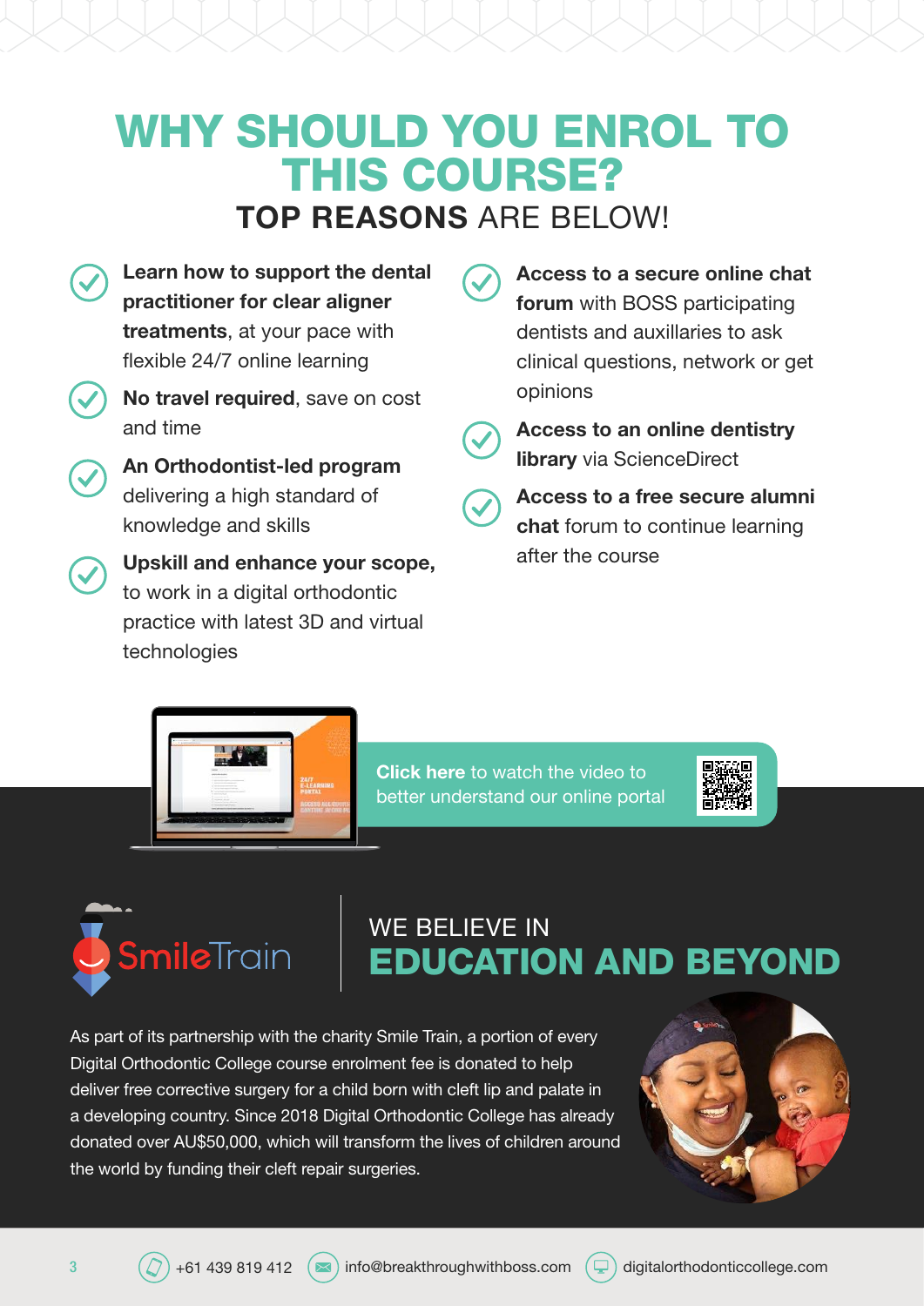# WHY SHOULD YOU ENROL TO THIS COURSE?

## **TOP REASONS** ARE BELOW!

- **Learn how to support the dental practitioner for clear aligner treatments**, at your pace with flexible 24/7 online learning
- **No travel required**, save on cost and time
- **An Orthodontist-led program** delivering a high standard of knowledge and skills
- **Upskill and enhance your scope,** to work in a digital orthodontic practice with latest 3D and virtual technologies
- **Access to a secure online chat forum** with BOSS participating dentists and auxillaries to ask clinical questions, network or get opinions
- **Access to an online dentistry library** via ScienceDirect
- **Access to a free secure alumni chat** forum to continue learning after the course

**Click here** to watch the video to better understand our online portal

SmileTrain

## WE BELIEVE IN **EDUCATION AND BEYOND**

As part of its partnership with the charity Smile Train, a portion of every Digital Orthodontic College course enrolment fee is donated to help deliver free corrective surgery for a child born with cleft lip and palate in a developing country. Since 2018 Digital Orthodontic College has already donated over AU$50,000, which will transform the lives of children around the world by funding their cleft repair surgeries.

+61 439 819 412 | info@breakthroughwithboss.com | digitalorthodonticcollege.com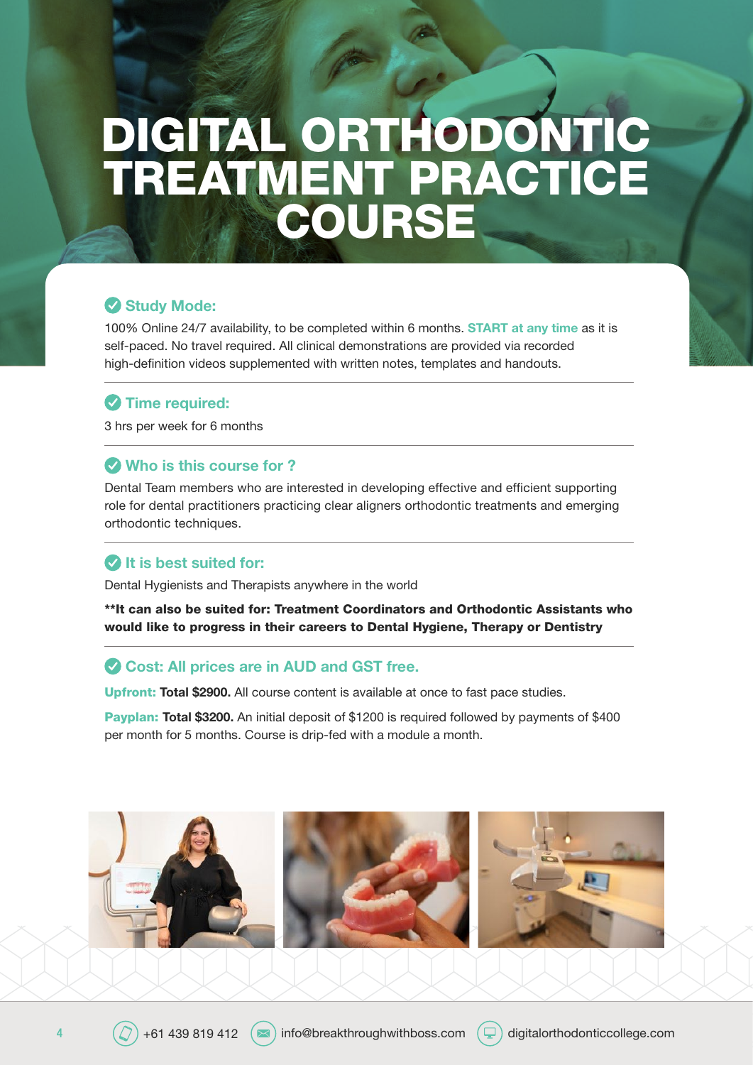# DIGITAL ORTHODONTIC TREATMENT PRACTICE COURSE

### Study Mode:

100% Online 24/7 availability, to be completed within 6 months. **START at any time** as it is self-paced. No travel required. All clinical demonstrations are provided via recorded high-definition videos supplemented with written notes, templates and handouts.

### Time required:

3 hrs per week for 6 months

### Who is this course for ?

Dental Team members who are interested in developing effective and efficient supporting role for dental practitioners practicing clear aligners orthodontic treatments and emerging orthodontic techniques.

### It is best suited for:

Dental Hygienists and Therapists anywhere in the world

**\*\*It can also be suited for: Treatment Coordinators and Orthodontic Assistants who would like to progress in their careers to Dental Hygiene, Therapy or Dentistry**

### Cost: All prices are in AUD and GST free.

**Upfront:** **Total $2900.** All course content is available at once to fast pace studies.

**Payplan:** **Total $3200.** An initial deposit of $1200 is required followed by payments of $400 per month for 5 months. Course is drip-fed with a module a month.

+61 439 819 412 | info@breakthroughwithboss.com | digitalorthodonticcollege.com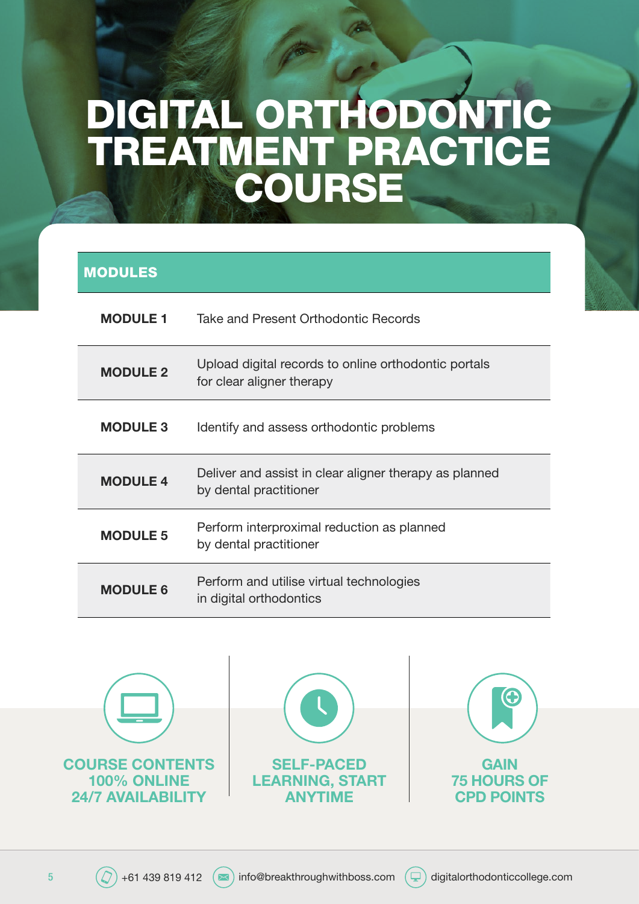# DIGITAL ORTHODONTIC TREATMENT PRACTICE COURSE

| MODULES | |
|---|---|
| **MODULE 1** | Take and Present Orthodontic Records |
| **MODULE 2** | Upload digital records to online orthodontic portals for clear aligner therapy |
| **MODULE 3** | Identify and assess orthodontic problems |
| **MODULE 4** | Deliver and assist in clear aligner therapy as planned by dental practitioner |
| **MODULE 5** | Perform interproximal reduction as planned by dental practitioner |
| **MODULE 6** | Perform and utilise virtual technologies in digital orthodontics |

**COURSE CONTENTS 100% ONLINE 24/7 AVAILABILITY**

**SELF-PACED LEARNING, START ANYTIME**

**GAIN 75 HOURS OF CPD POINTS**

+61 439 819 412 | info@breakthroughwithboss.com | digitalorthodonticcollege.com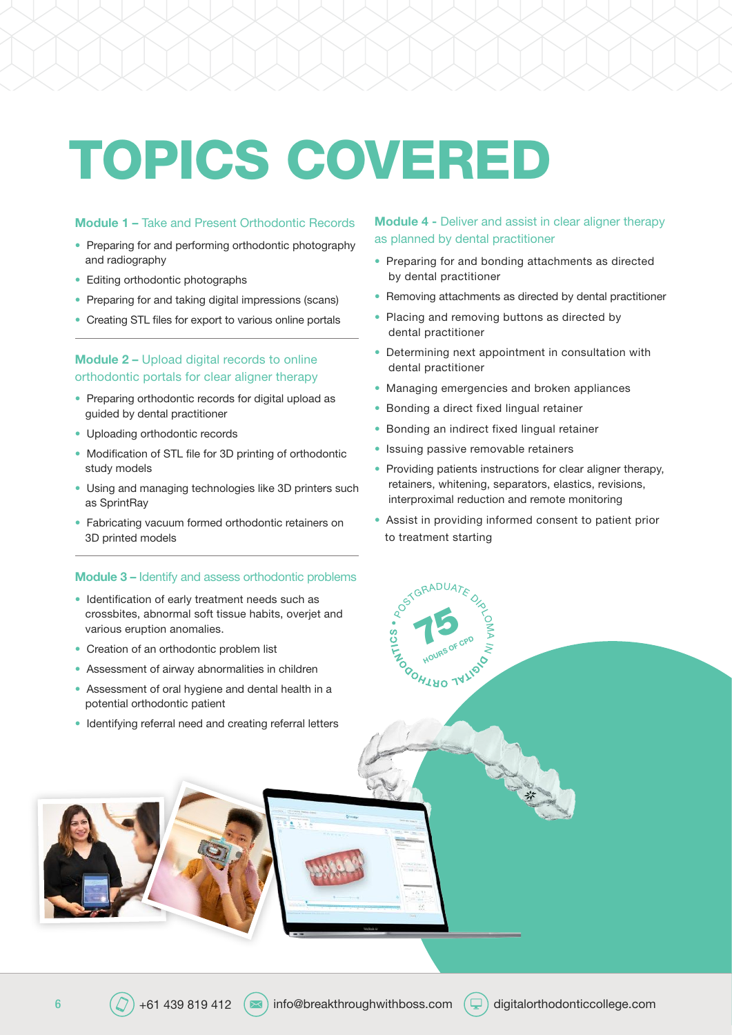# TOPICS COVERED

### Module 1 – Take and Present Orthodontic Records

- Preparing for and performing orthodontic photography and radiography
- Editing orthodontic photographs
- Preparing for and taking digital impressions (scans)
- Creating STL files for export to various online portals

### Module 2 – Upload digital records to online orthodontic portals for clear aligner therapy

- Preparing orthodontic records for digital upload as guided by dental practitioner
- Uploading orthodontic records
- Modification of STL file for 3D printing of orthodontic study models
- Using and managing technologies like 3D printers such as SprintRay
- Fabricating vacuum formed orthodontic retainers on 3D printed models

### Module 3 – Identify and assess orthodontic problems

- Identification of early treatment needs such as crossbites, abnormal soft tissue habits, overjet and various eruption anomalies.
- Creation of an orthodontic problem list
- Assessment of airway abnormalities in children
- Assessment of oral hygiene and dental health in a potential orthodontic patient
- Identifying referral need and creating referral letters

### Module 4 - Deliver and assist in clear aligner therapy as planned by dental practitioner

- Preparing for and bonding attachments as directed by dental practitioner
- Removing attachments as directed by dental practitioner
- Placing and removing buttons as directed by dental practitioner
- Determining next appointment in consultation with dental practitioner
- Managing emergencies and broken appliances
- Bonding a direct fixed lingual retainer
- Bonding an indirect fixed lingual retainer
- Issuing passive removable retainers
- Providing patients instructions for clear aligner therapy, retainers, whitening, separators, elastics, revisions, interproximal reduction and remote monitoring
- Assist in providing informed consent to patient prior to treatment starting

POSTGRADUATE DIPLOMA IN DIGITAL ORTHODONTICS • 75 HOURS OF CPD

+61 439 819 412 | info@breakthroughwithboss.com | digitalorthodonticcollege.com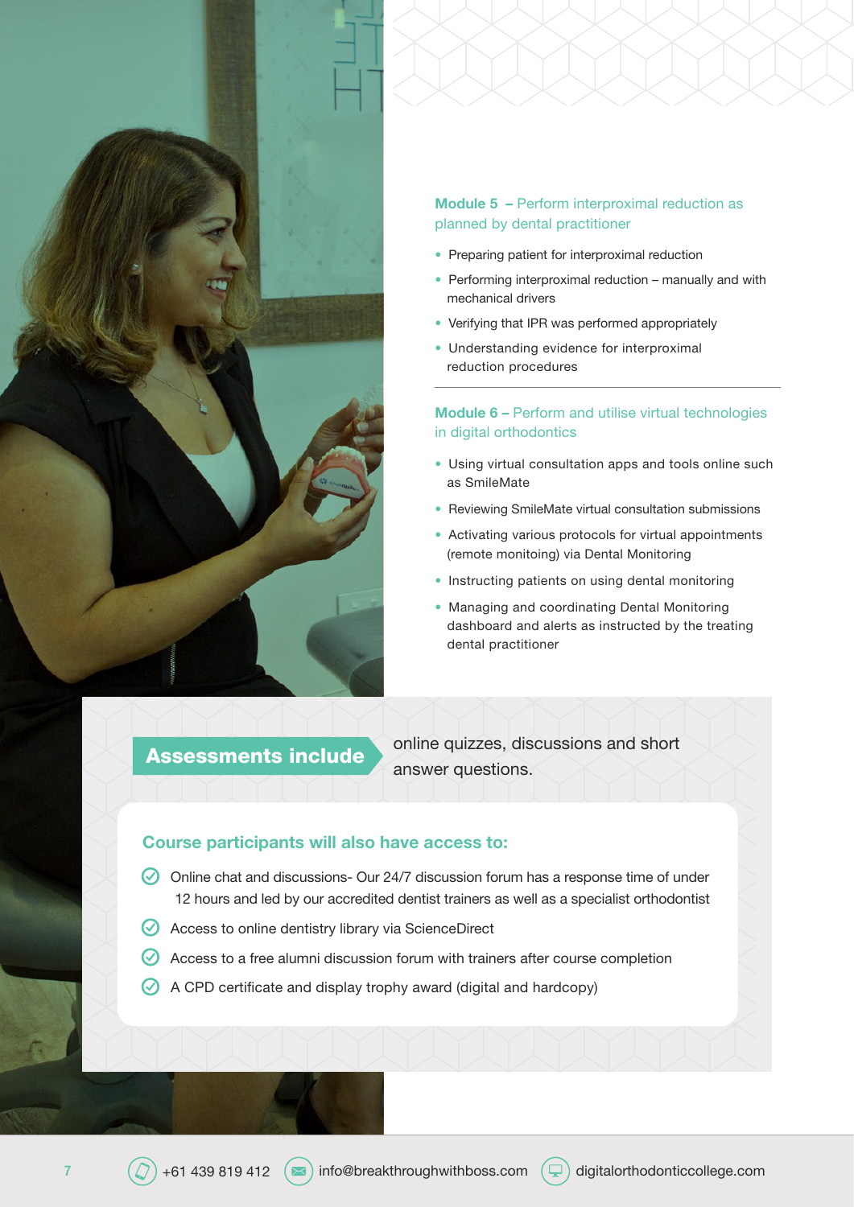### Module 5 – Perform interproximal reduction as planned by dental practitioner

- Preparing patient for interproximal reduction
- Performing interproximal reduction – manually and with mechanical drivers
- Verifying that IPR was performed appropriately
- Understanding evidence for interproximal reduction procedures

---

### Module 6 – Perform and utilise virtual technologies in digital orthodontics

- Using virtual consultation apps and tools online such as SmileMate
- Reviewing SmileMate virtual consultation submissions
- Activating various protocols for virtual appointments (remote monitoing) via Dental Monitoring
- Instructing patients on using dental monitoring
- Managing and coordinating Dental Monitoring dashboard and alerts as instructed by the treating dental practitioner

**Assessments include** online quizzes, discussions and short answer questions.

### Course participants will also have access to:

- Online chat and discussions- Our 24/7 discussion forum has a response time of under 12 hours and led by our accredited dentist trainers as well as a specialist orthodontist
- Access to online dentistry library via ScienceDirect
- Access to a free alumni discussion forum with trainers after course completion
- A CPD certificate and display trophy award (digital and hardcopy)

+61 439 819 412 | info@breakthroughwithboss.com | digitalorthodonticcollege.com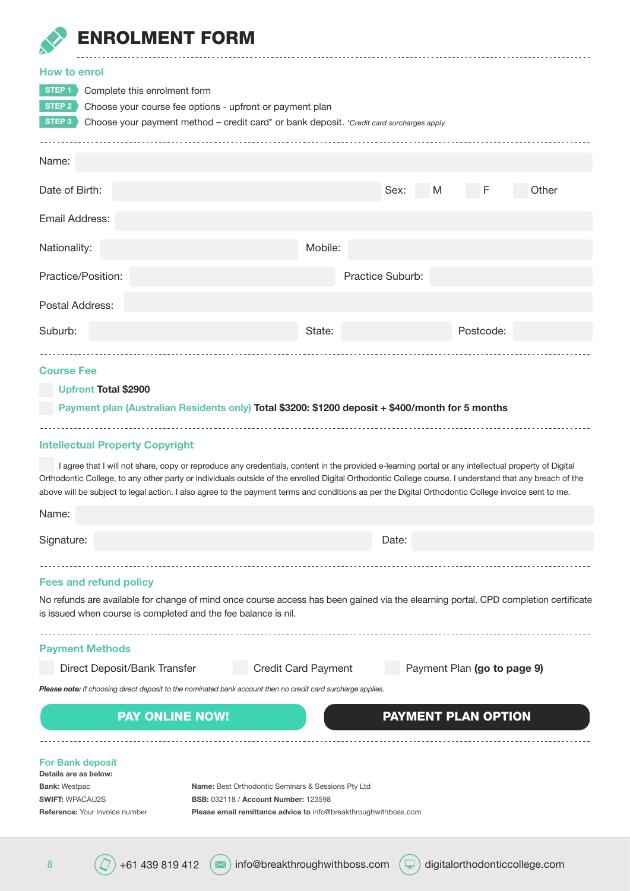# ENROLMENT FORM

## How to enrol

**STEP 1** Complete this enrolment form

**STEP 2** Choose your course fee options - upfront or payment plan

**STEP 3** Choose your payment method – credit card* or bank deposit. *\*Credit card surcharges apply.*

Name:

Date of Birth: Sex: ☐ M ☐ F ☐ Other

Email Address:

Nationality: Mobile:

Practice/Position: Practice Suburb:

Postal Address:

Suburb: State: Postcode:

## Course Fee

☐ Upfront **Total $2900**

☐ Payment plan (Australian Residents only) **Total $3200: $1200 deposit + $400/month for 5 months**

## Intellectual Property Copyright

☐ I agree that I will not share, copy or reproduce any credentials, content in the provided e-learning portal or any intellectual property of Digital Orthodontic College, to any other party or individuals outside of the enrolled Digital Orthodontic College course. I understand that any breach of the above will be subject to legal action. I also agree to the payment terms and conditions as per the Digital Orthodontic College invoice sent to me.

Name:

Signature: Date:

## Fees and refund policy

No refunds are available for change of mind once course access has been gained via the elearning portal. CPD completion certificate is issued when course is completed and the fee balance is nil.

## Payment Methods

☐ Direct Deposit/Bank Transfer ☐ Credit Card Payment ☐ Payment Plan **(go to page 9)**

***Please note:** If choosing direct deposit to the nominated bank account then no credit card surcharge applies.*

**PAY ONLINE NOW!** **PAYMENT PLAN OPTION**

## For Bank deposit

**Details are as below:**

**Bank:** Westpac

**SWIFT:** WPACAU2S

**Reference:** Your invoice number

**Name:** Best Orthodontic Seminars & Sessions Pty Ltd

**BSB:** 032118 / **Account Number:** 123598

**Please email remittance advice to** info@breakthroughwithboss.com

+61 439 819 412 info@breakthroughwithboss.com digitalorthodonticcollege.com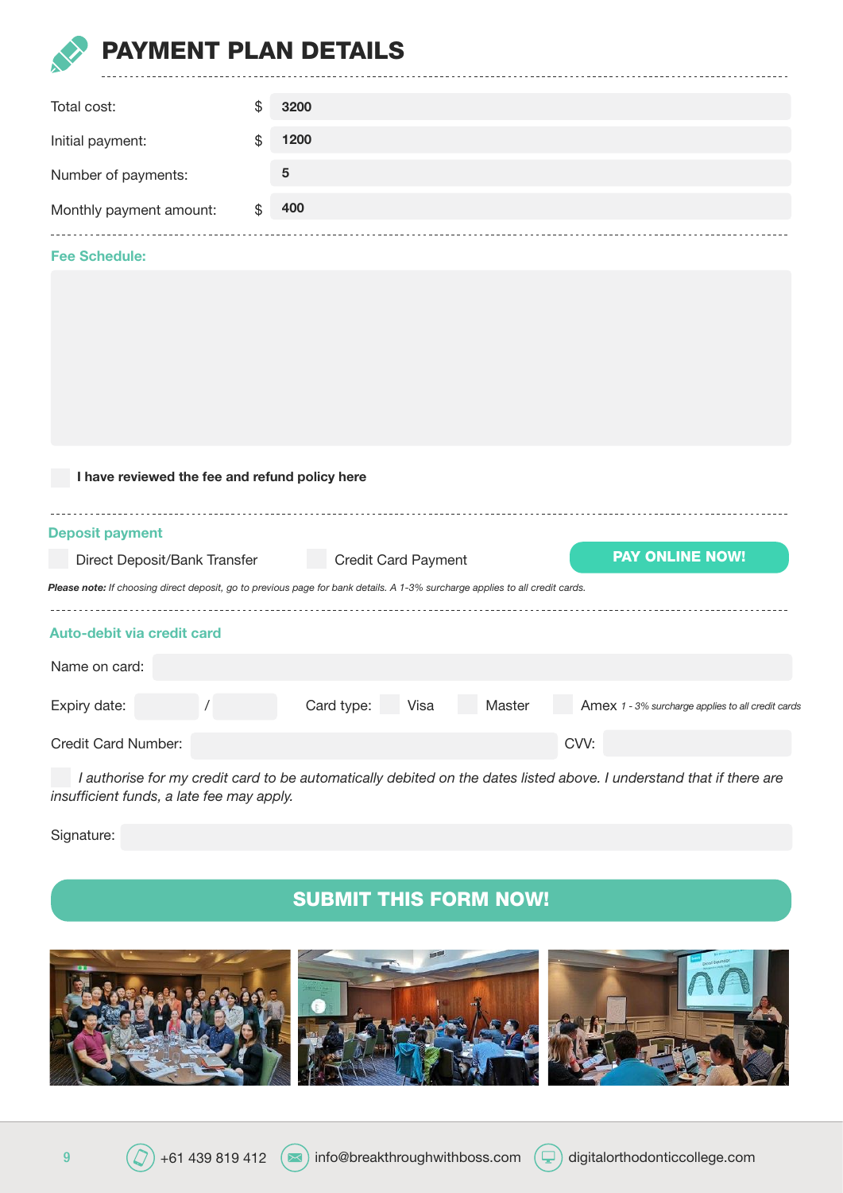# PAYMENT PLAN DETAILS

| | | |
|---|---|---|
| Total cost: | $ | 3200 |
| Initial payment: | $ | 1200 |
| Number of payments: | | 5 |
| Monthly payment amount: | $ | 400 |

## Fee Schedule:

☐ **I have reviewed the fee and refund policy here**

## Deposit payment

☐ Direct Deposit/Bank Transfer ☐ Credit Card Payment **PAY ONLINE NOW!**

***Please note:*** *If choosing direct deposit, go to previous page for bank details. A 1-3% surcharge applies to all credit cards.*

## Auto-debit via credit card

Name on card:

Expiry date: / Card type: ☐ Visa ☐ Master ☐ Amex *1 - 3% surcharge applies to all credit cards*

Credit Card Number: CVV:

☐ *I authorise for my credit card to be automatically debited on the dates listed above. I understand that if there are insufficient funds, a late fee may apply.*

Signature:

**SUBMIT THIS FORM NOW!**

+61 439 819 412 | info@breakthroughwithboss.com | digitalorthodonticcollege.com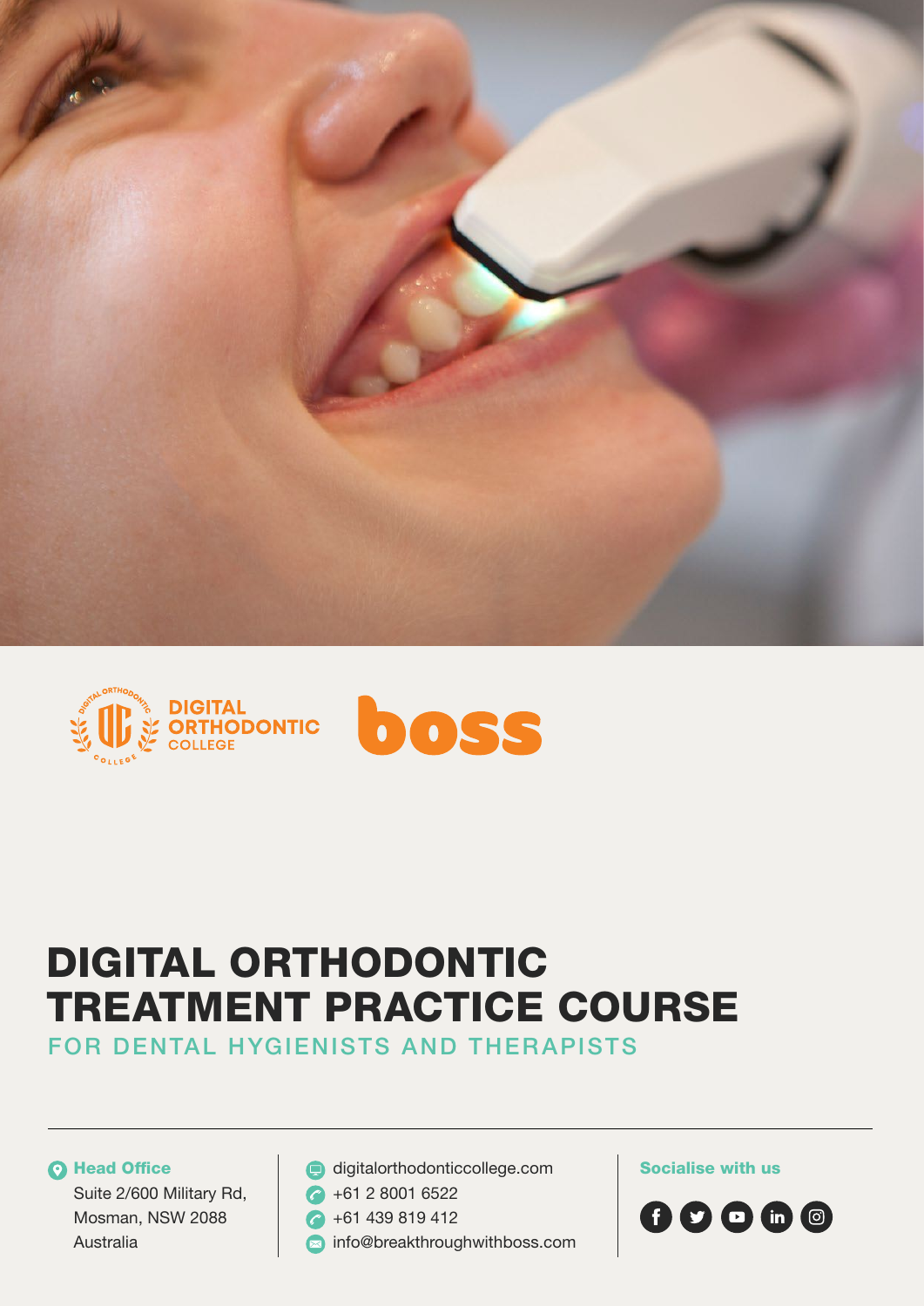DIGITAL ORTHODONTIC COLLEGE

boss

# DIGITAL ORTHODONTIC TREATMENT PRACTICE COURSE

## FOR DENTAL HYGIENISTS AND THERAPISTS

**Head Office**

Suite 2/600 Military Rd,
Mosman, NSW 2088
Australia

digitalorthodonticcollege.com
+61 2 8001 6522
+61 439 819 412
info@breakthroughwithboss.com

**Socialise with us**